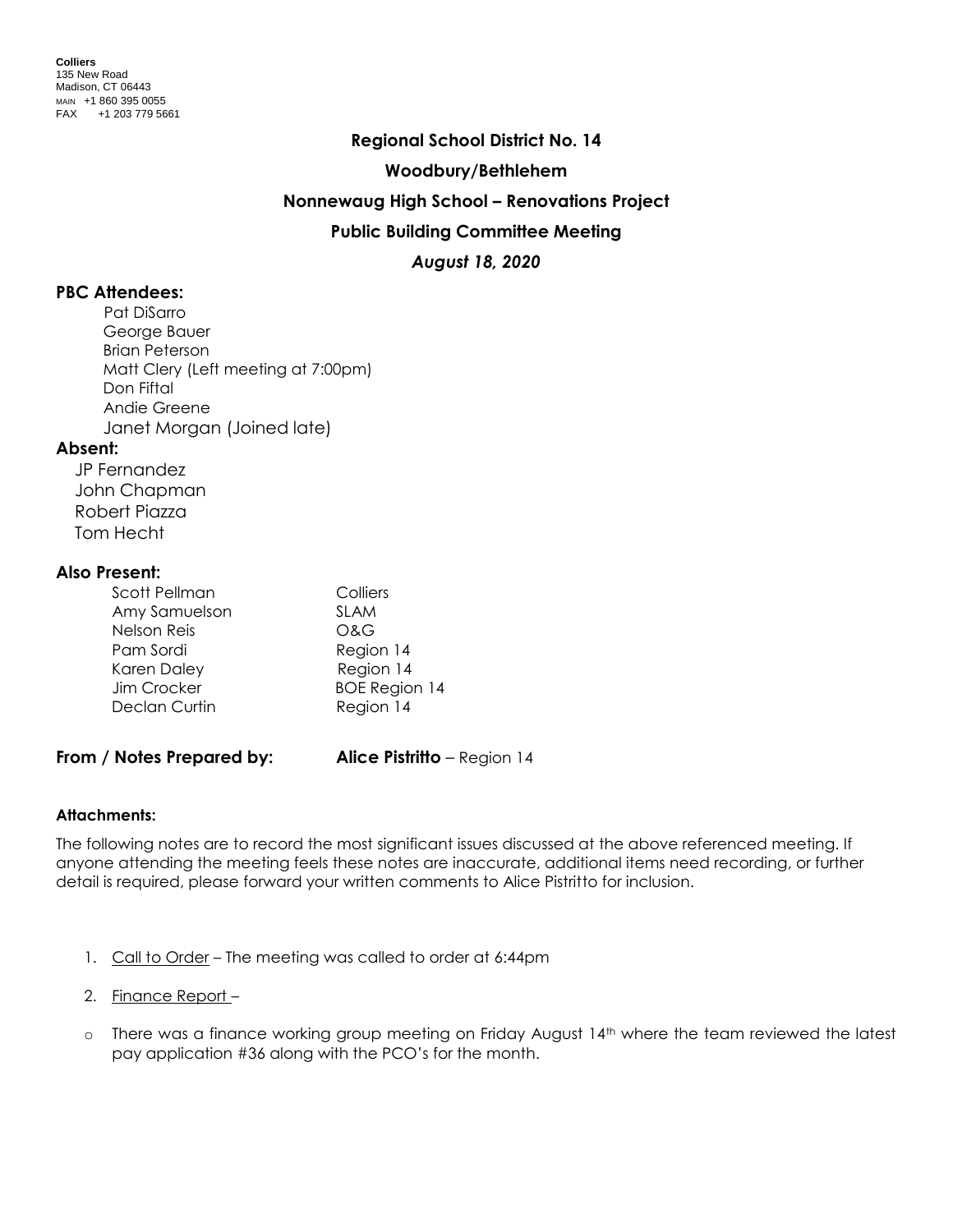**Colliers**
135 New Road
Madison, CT 06443
MAIN +1 860 395 0055
FAX +1 203 779 5661

# Regional School District No. 14

## Woodbury/Bethlehem

## Nonnewaug High School – Renovations Project

## Public Building Committee Meeting

### *August 18, 2020*

**PBC Attendees:**

Pat DiSarro
George Bauer
Brian Peterson
Matt Clery (Left meeting at 7:00pm)
Don Fiftal
Andie Greene
Janet Morgan (Joined late)

**Absent:**

JP Fernandez
John Chapman
Robert Piazza
Tom Hecht

**Also Present:**

| | |
|---|---|
| Scott Pellman | Colliers |
| Amy Samuelson | SLAM |
| Nelson Reis | O&G |
| Pam Sordi | Region 14 |
| Karen Daley | Region 14 |
| Jim Crocker | BOE Region 14 |
| Declan Curtin | Region 14 |

**From / Notes Prepared by:** **Alice Pistritto** – Region 14

**Attachments:**

The following notes are to record the most significant issues discussed at the above referenced meeting. If anyone attending the meeting feels these notes are inaccurate, additional items need recording, or further detail is required, please forward your written comments to Alice Pistritto for inclusion.

1. Call to Order – The meeting was called to order at 6:44pm

2. Finance Report –

- There was a finance working group meeting on Friday August 14th where the team reviewed the latest pay application #36 along with the PCO's for the month.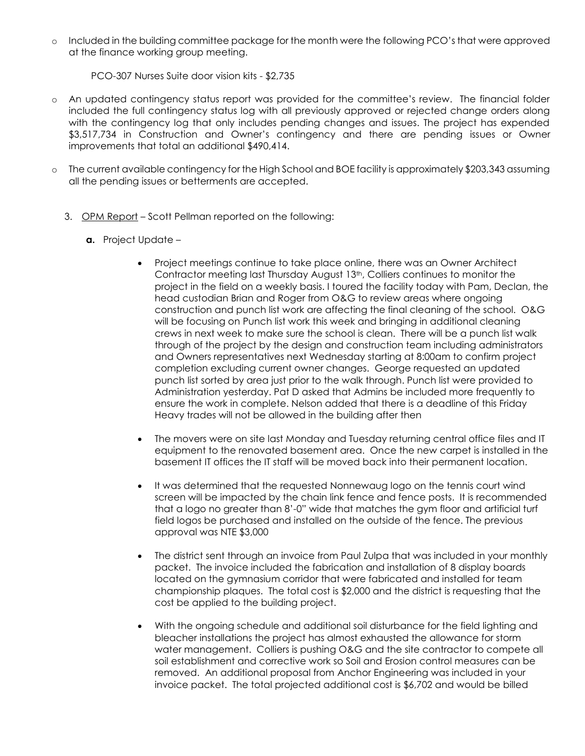- Included in the building committee package for the month were the following PCO's that were approved at the finance working group meeting.

  PCO-307 Nurses Suite door vision kits - $2,735

- An updated contingency status report was provided for the committee's review. The financial folder included the full contingency status log with all previously approved or rejected change orders along with the contingency log that only includes pending changes and issues. The project has expended $3,517,734 in Construction and Owner's contingency and there are pending issues or Owner improvements that total an additional $490,414.

- The current available contingency for the High School and BOE facility is approximately $203,343 assuming all the pending issues or betterments are accepted.

3. OPM Report – Scott Pellman reported on the following:

   **a.** Project Update –

   - Project meetings continue to take place online, there was an Owner Architect Contractor meeting last Thursday August 13th, Colliers continues to monitor the project in the field on a weekly basis. I toured the facility today with Pam, Declan, the head custodian Brian and Roger from O&G to review areas where ongoing construction and punch list work are affecting the final cleaning of the school. O&G will be focusing on Punch list work this week and bringing in additional cleaning crews in next week to make sure the school is clean. There will be a punch list walk through of the project by the design and construction team including administrators and Owners representatives next Wednesday starting at 8:00am to confirm project completion excluding current owner changes. George requested an updated punch list sorted by area just prior to the walk through. Punch list were provided to Administration yesterday. Pat D asked that Admins be included more frequently to ensure the work in complete. Nelson added that there is a deadline of this Friday Heavy trades will not be allowed in the building after then

   - The movers were on site last Monday and Tuesday returning central office files and IT equipment to the renovated basement area. Once the new carpet is installed in the basement IT offices the IT staff will be moved back into their permanent location.

   - It was determined that the requested Nonnewaug logo on the tennis court wind screen will be impacted by the chain link fence and fence posts. It is recommended that a logo no greater than 8'-0" wide that matches the gym floor and artificial turf field logos be purchased and installed on the outside of the fence. The previous approval was NTE $3,000

   - The district sent through an invoice from Paul Zulpa that was included in your monthly packet. The invoice included the fabrication and installation of 8 display boards located on the gymnasium corridor that were fabricated and installed for team championship plaques. The total cost is $2,000 and the district is requesting that the cost be applied to the building project.

   - With the ongoing schedule and additional soil disturbance for the field lighting and bleacher installations the project has almost exhausted the allowance for storm water management. Colliers is pushing O&G and the site contractor to compete all soil establishment and corrective work so Soil and Erosion control measures can be removed. An additional proposal from Anchor Engineering was included in your invoice packet. The total projected additional cost is $6,702 and would be billed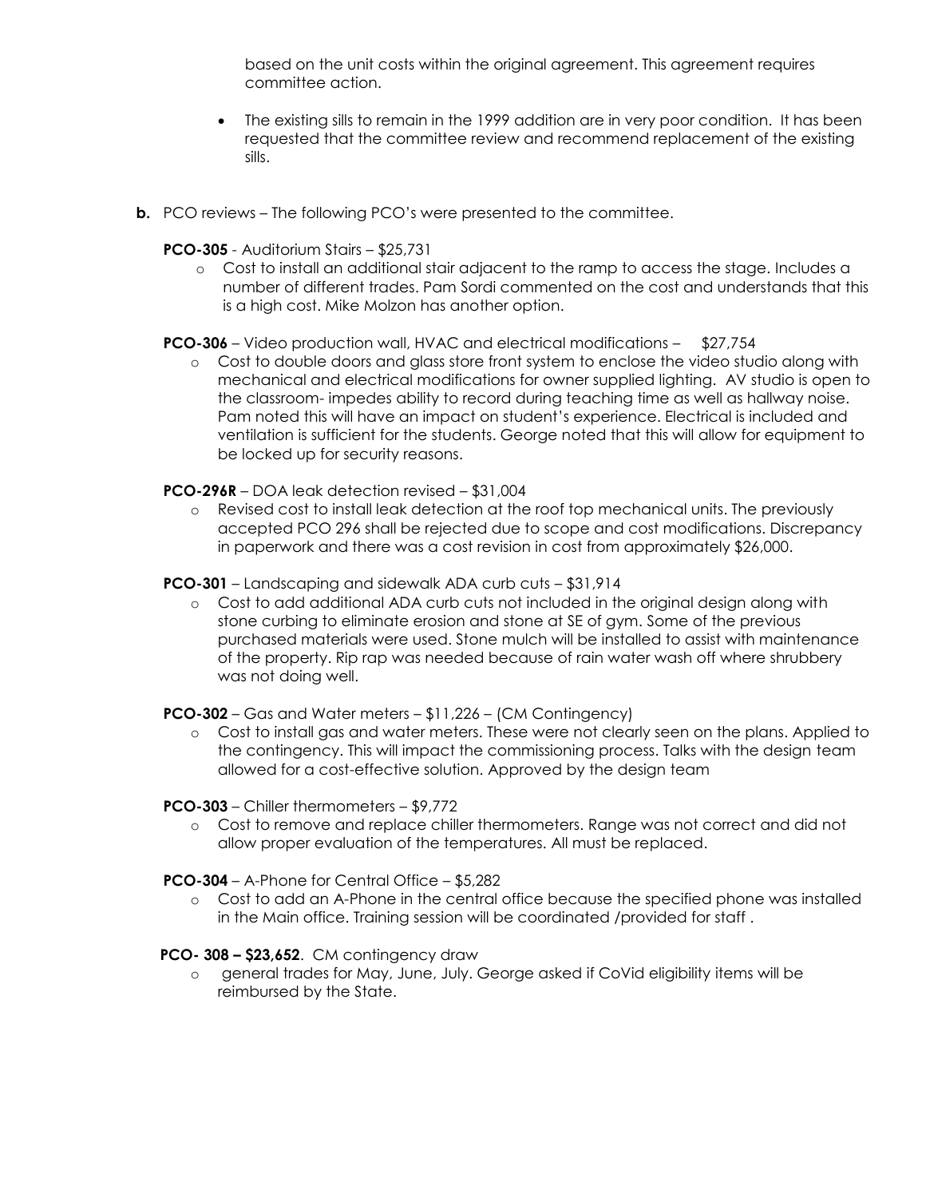based on the unit costs within the original agreement. This agreement requires committee action.

- The existing sills to remain in the 1999 addition are in very poor condition. It has been requested that the committee review and recommend replacement of the existing sills.

**b.** PCO reviews – The following PCO's were presented to the committee.

**PCO-305** - Auditorium Stairs – $25,731

- Cost to install an additional stair adjacent to the ramp to access the stage. Includes a number of different trades. Pam Sordi commented on the cost and understands that this is a high cost. Mike Molzon has another option.

**PCO-306** – Video production wall, HVAC and electrical modifications – $27,754

- Cost to double doors and glass store front system to enclose the video studio along with mechanical and electrical modifications for owner supplied lighting. AV studio is open to the classroom- impedes ability to record during teaching time as well as hallway noise. Pam noted this will have an impact on student's experience. Electrical is included and ventilation is sufficient for the students. George noted that this will allow for equipment to be locked up for security reasons.

**PCO-296R** – DOA leak detection revised – $31,004

- Revised cost to install leak detection at the roof top mechanical units. The previously accepted PCO 296 shall be rejected due to scope and cost modifications. Discrepancy in paperwork and there was a cost revision in cost from approximately $26,000.

**PCO-301** – Landscaping and sidewalk ADA curb cuts – $31,914

- Cost to add additional ADA curb cuts not included in the original design along with stone curbing to eliminate erosion and stone at SE of gym. Some of the previous purchased materials were used. Stone mulch will be installed to assist with maintenance of the property. Rip rap was needed because of rain water wash off where shrubbery was not doing well.

**PCO-302** – Gas and Water meters – $11,226 – (CM Contingency)

- Cost to install gas and water meters. These were not clearly seen on the plans. Applied to the contingency. This will impact the commissioning process. Talks with the design team allowed for a cost-effective solution. Approved by the design team

**PCO-303** – Chiller thermometers – $9,772

- Cost to remove and replace chiller thermometers. Range was not correct and did not allow proper evaluation of the temperatures. All must be replaced.

**PCO-304** – A-Phone for Central Office – $5,282

- Cost to add an A-Phone in the central office because the specified phone was installed in the Main office. Training session will be coordinated /provided for staff .

**PCO- 308 – $23,652**. CM contingency draw

- general trades for May, June, July. George asked if CoVid eligibility items will be reimbursed by the State.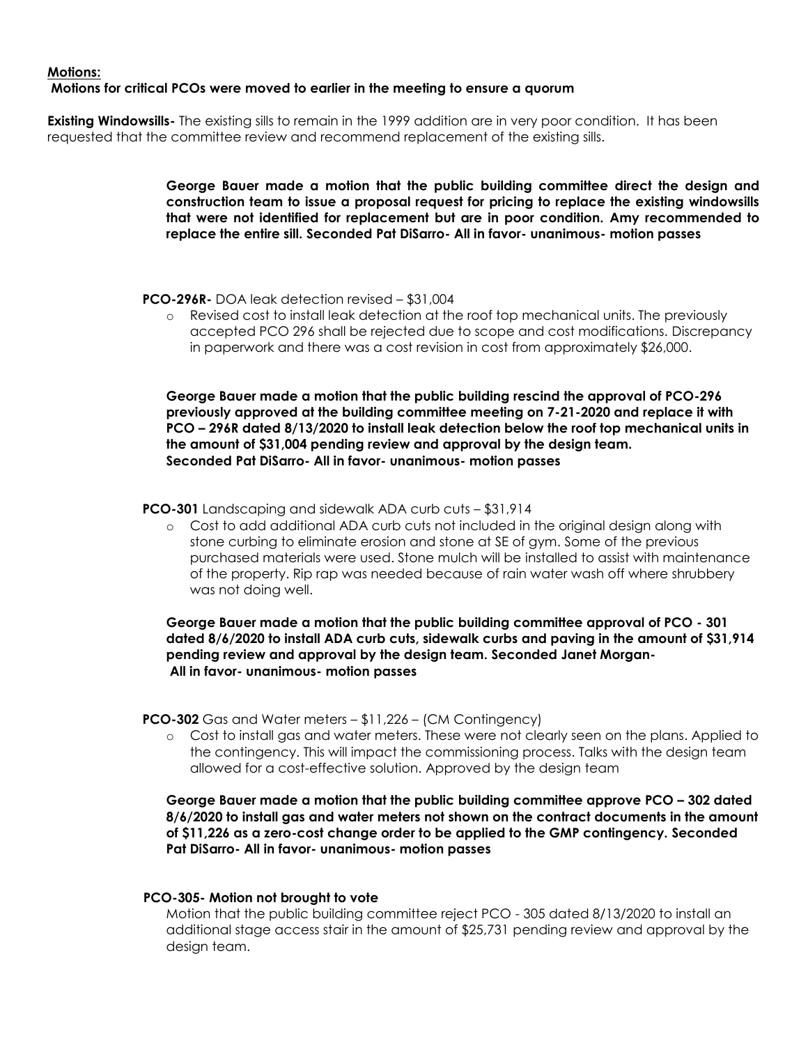**Motions:**

**Motions for critical PCOs were moved to earlier in the meeting to ensure a quorum**

**Existing Windowsills-** The existing sills to remain in the 1999 addition are in very poor condition. It has been requested that the committee review and recommend replacement of the existing sills.

> **George Bauer made a motion that the public building committee direct the design and construction team to issue a proposal request for pricing to replace the existing windowsills that were not identified for replacement but are in poor condition. Amy recommended to replace the entire sill. Seconded Pat DiSarro- All in favor- unanimous- motion passes**

**PCO-296R-** DOA leak detection revised – $31,004

- Revised cost to install leak detection at the roof top mechanical units. The previously accepted PCO 296 shall be rejected due to scope and cost modifications. Discrepancy in paperwork and there was a cost revision in cost from approximately $26,000.

**George Bauer made a motion that the public building rescind the approval of PCO-296 previously approved at the building committee meeting on 7-21-2020 and replace it with PCO – 296R dated 8/13/2020 to install leak detection below the roof top mechanical units in the amount of $31,004 pending review and approval by the design team. Seconded Pat DiSarro- All in favor- unanimous- motion passes**

**PCO-301** Landscaping and sidewalk ADA curb cuts – $31,914

- Cost to add additional ADA curb cuts not included in the original design along with stone curbing to eliminate erosion and stone at SE of gym. Some of the previous purchased materials were used. Stone mulch will be installed to assist with maintenance of the property. Rip rap was needed because of rain water wash off where shrubbery was not doing well.

**George Bauer made a motion that the public building committee approval of PCO - 301 dated 8/6/2020 to install ADA curb cuts, sidewalk curbs and paving in the amount of $31,914 pending review and approval by the design team. Seconded Janet Morgan- All in favor- unanimous- motion passes**

**PCO-302** Gas and Water meters – $11,226 – (CM Contingency)

- Cost to install gas and water meters. These were not clearly seen on the plans. Applied to the contingency. This will impact the commissioning process. Talks with the design team allowed for a cost-effective solution. Approved by the design team

**George Bauer made a motion that the public building committee approve PCO – 302 dated 8/6/2020 to install gas and water meters not shown on the contract documents in the amount of $11,226 as a zero-cost change order to be applied to the GMP contingency. Seconded Pat DiSarro- All in favor- unanimous- motion passes**

**PCO-305- Motion not brought to vote**

Motion that the public building committee reject PCO - 305 dated 8/13/2020 to install an additional stage access stair in the amount of $25,731 pending review and approval by the design team.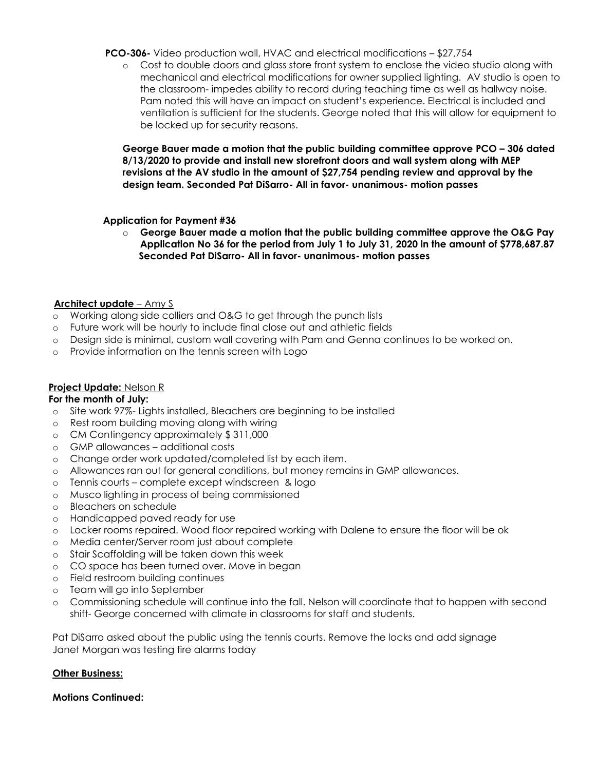**PCO-306-** Video production wall, HVAC and electrical modifications – $27,754

- Cost to double doors and glass store front system to enclose the video studio along with mechanical and electrical modifications for owner supplied lighting. AV studio is open to the classroom- impedes ability to record during teaching time as well as hallway noise. Pam noted this will have an impact on student's experience. Electrical is included and ventilation is sufficient for the students. George noted that this will allow for equipment to be locked up for security reasons.

**George Bauer made a motion that the public building committee approve PCO – 306 dated 8/13/2020 to provide and install new storefront doors and wall system along with MEP revisions at the AV studio in the amount of $27,754 pending review and approval by the design team. Seconded Pat DiSarro- All in favor- unanimous- motion passes**

**Application for Payment #36**

- **George Bauer made a motion that the public building committee approve the O&G Pay Application No 36 for the period from July 1 to July 31, 2020 in the amount of $778,687.87 Seconded Pat DiSarro- All in favor- unanimous- motion passes**

**Architect update** – Amy S

- Working along side colliers and O&G to get through the punch lists
- Future work will be hourly to include final close out and athletic fields
- Design side is minimal, custom wall covering with Pam and Genna continues to be worked on.
- Provide information on the tennis screen with Logo

**Project Update:** Nelson R

**For the month of July:**

- Site work 97%- Lights installed, Bleachers are beginning to be installed
- Rest room building moving along with wiring
- CM Contingency approximately $ 311,000
- GMP allowances – additional costs
- Change order work updated/completed list by each item.
- Allowances ran out for general conditions, but money remains in GMP allowances.
- Tennis courts – complete except windscreen & logo
- Musco lighting in process of being commissioned
- Bleachers on schedule
- Handicapped paved ready for use
- Locker rooms repaired. Wood floor repaired working with Dalene to ensure the floor will be ok
- Media center/Server room just about complete
- Stair Scaffolding will be taken down this week
- CO space has been turned over. Move in began
- Field restroom building continues
- Team will go into September
- Commissioning schedule will continue into the fall. Nelson will coordinate that to happen with second shift- George concerned with climate in classrooms for staff and students.

Pat DiSarro asked about the public using the tennis courts. Remove the locks and add signage
Janet Morgan was testing fire alarms today

**Other Business:**

**Motions Continued:**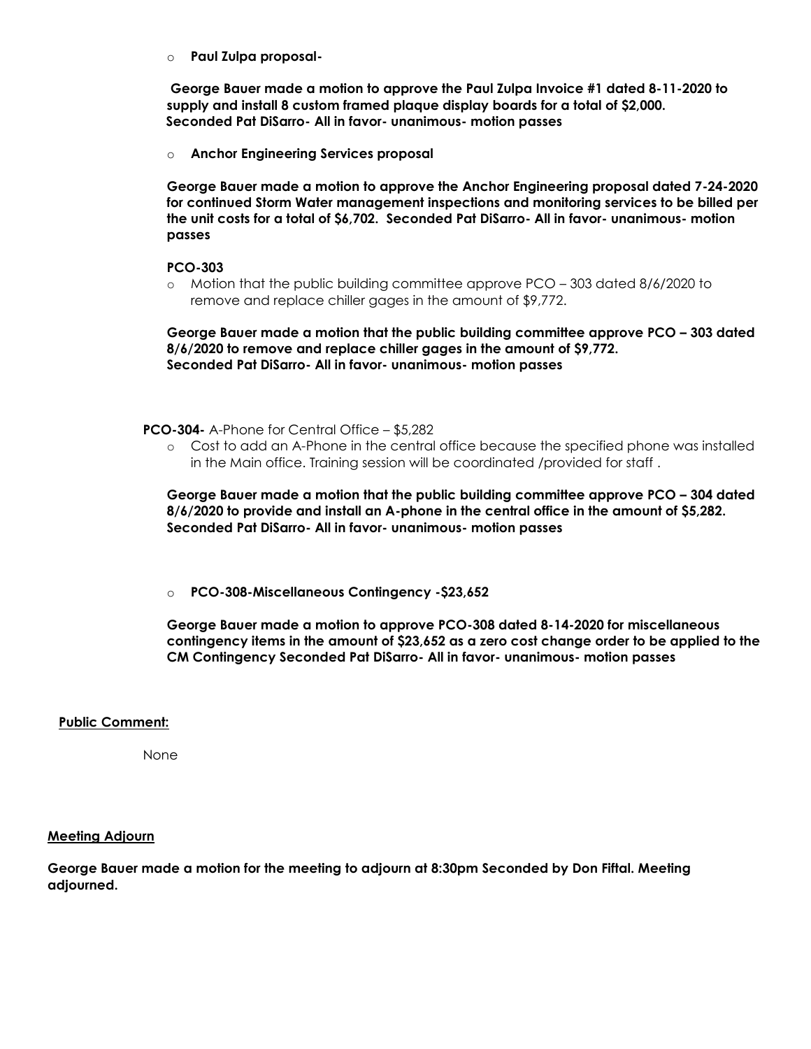- **Paul Zulpa proposal-**

  **George Bauer made a motion to approve the Paul Zulpa Invoice #1 dated 8-11-2020 to supply and install 8 custom framed plaque display boards for a total of $2,000. Seconded Pat DiSarro- All in favor- unanimous- motion passes**

- **Anchor Engineering Services proposal**

  **George Bauer made a motion to approve the Anchor Engineering proposal dated 7-24-2020 for continued Storm Water management inspections and monitoring services to be billed per the unit costs for a total of $6,702. Seconded Pat DiSarro- All in favor- unanimous- motion passes**

**PCO-303**

- Motion that the public building committee approve PCO – 303 dated 8/6/2020 to remove and replace chiller gages in the amount of $9,772.

**George Bauer made a motion that the public building committee approve PCO – 303 dated 8/6/2020 to remove and replace chiller gages in the amount of $9,772. Seconded Pat DiSarro- All in favor- unanimous- motion passes**

**PCO-304-** A-Phone for Central Office – $5,282

- Cost to add an A-Phone in the central office because the specified phone was installed in the Main office. Training session will be coordinated /provided for staff .

**George Bauer made a motion that the public building committee approve PCO – 304 dated 8/6/2020 to provide and install an A-phone in the central office in the amount of $5,282. Seconded Pat DiSarro- All in favor- unanimous- motion passes**

- **PCO-308-Miscellaneous Contingency -$23,652**

  **George Bauer made a motion to approve PCO-308 dated 8-14-2020 for miscellaneous contingency items in the amount of $23,652 as a zero cost change order to be applied to the CM Contingency Seconded Pat DiSarro- All in favor- unanimous- motion passes**

**Public Comment:**

None

**Meeting Adjourn**

**George Bauer made a motion for the meeting to adjourn at 8:30pm Seconded by Don Fiftal. Meeting adjourned.**